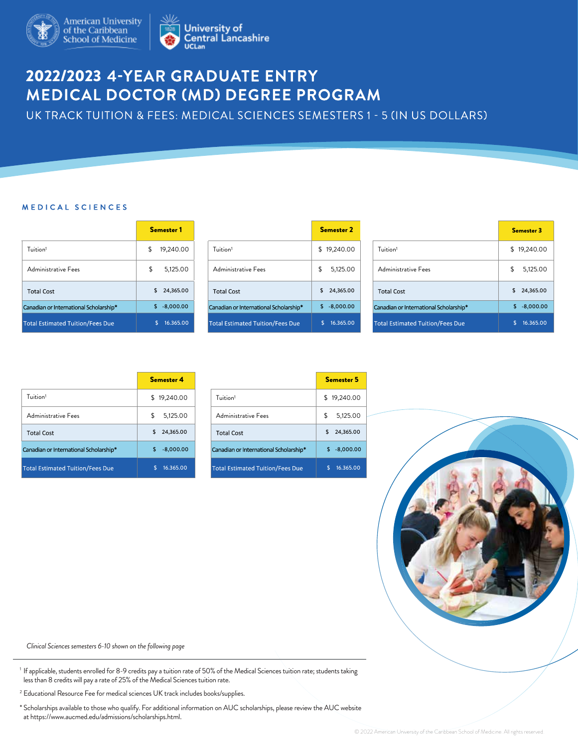American University of the Caribbean School of Medicine | University of Central Lancashire UCLan

# 2022/2023 4-YEAR GRADUATE ENTRY MEDICAL DOCTOR (MD) DEGREE PROGRAM

## UK TRACK TUITION & FEES: MEDICAL SCIENCES SEMESTERS 1 - 5 (IN US DOLLARS)

### MEDICAL SCIENCES

| | Semester 1 |
|---|---|
| Tuition[1] | $ 19,240.00 |
| Administrative Fees | $ 5,125.00 |
| Total Cost | $ 24,365.00 |
| Canadian or International Scholarship* | $ -8,000.00 |
| Total Estimated Tuition/Fees Due | $ 16.365.00 |

| | Semester 2 |
|---|---|
| Tuition[1] | $ 19,240.00 |
| Administrative Fees | $ 5,125.00 |
| Total Cost | $ 24,365.00 |
| Canadian or International Scholarship* | $ -8,000.00 |
| Total Estimated Tuition/Fees Due | $ 16.365.00 |

| | Semester 3 |
|---|---|
| Tuition[1] | $ 19,240.00 |
| Administrative Fees | $ 5,125.00 |
| Total Cost | $ 24,365.00 |
| Canadian or International Scholarship* | $ -8,000.00 |
| Total Estimated Tuition/Fees Due | $ 16.365.00 |

| | Semester 4 |
|---|---|
| Tuition[1] | $ 19,240.00 |
| Administrative Fees | $ 5,125.00 |
| Total Cost | $ 24,365.00 |
| Canadian or International Scholarship* | $ -8,000.00 |
| Total Estimated Tuition/Fees Due | $ 16.365.00 |

| | Semester 5 |
|---|---|
| Tuition[1] | $ 19,240.00 |
| Administrative Fees | $ 5,125.00 |
| Total Cost | $ 24,365.00 |
| Canadian or International Scholarship* | $ -8,000.00 |
| Total Estimated Tuition/Fees Due | $ 16.365.00 |

*Clinical Sciences semesters 6-10 shown on the following page*

---

[1] If applicable, students enrolled for 8-9 credits pay a tuition rate of 50% of the Medical Sciences tuition rate; students taking less than 8 credits will pay a rate of 25% of the Medical Sciences tuition rate.

[2] Educational Resource Fee for medical sciences UK track includes books/supplies.

* Scholarships available to those who qualify. For additional information on AUC scholarships, please review the AUC website at https://www.aucmed.edu/admissions/scholarships.html.

© 2022 American University of the Caribbean School of Medicine. All rights reserved.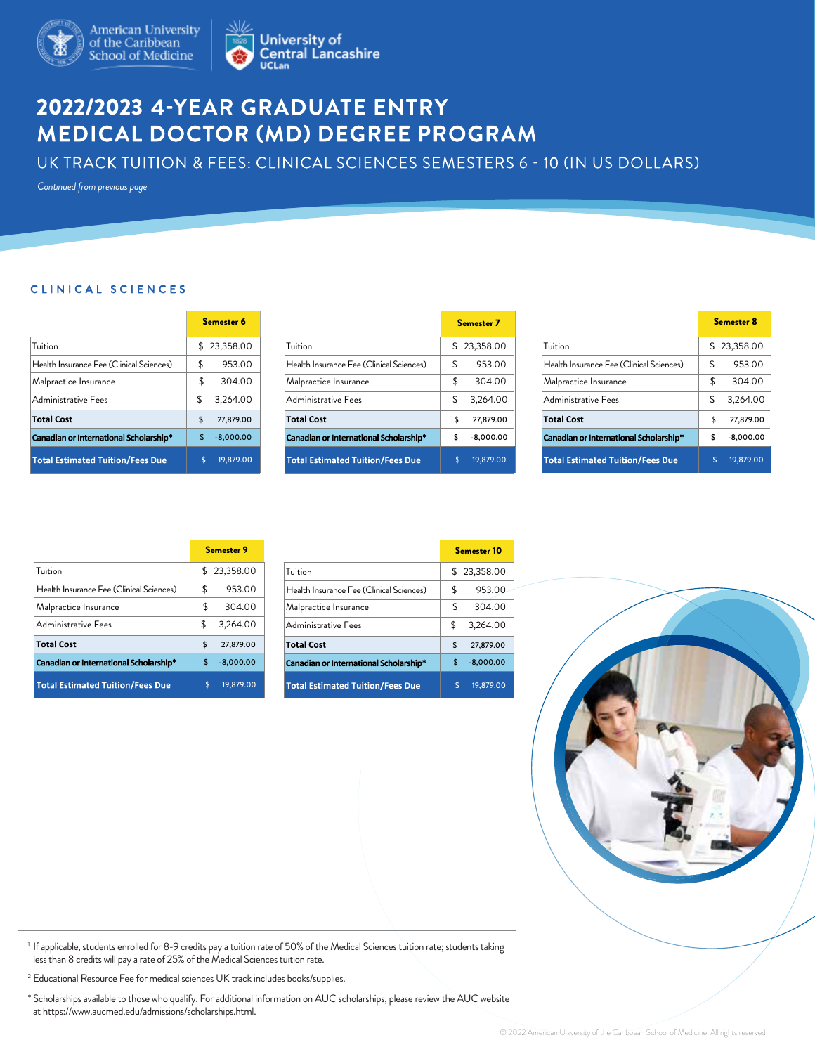# 2022/2023 4-YEAR GRADUATE ENTRY MEDICAL DOCTOR (MD) DEGREE PROGRAM

## UK TRACK TUITION & FEES: CLINICAL SCIENCES SEMESTERS 6 - 10 (IN US DOLLARS)

*Continued from previous page*

### CLINICAL SCIENCES

| | Semester 6 |
|---|---|
| Tuition | $ 23,358.00 |
| Health Insurance Fee (Clinical Sciences) | $ 953.00 |
| Malpractice Insurance | $ 304.00 |
| Administrative Fees | $ 3,264.00 |
| **Total Cost** | $ 27,879.00 |
| **Canadian or International Scholarship*** | $ -8,000.00 |
| **Total Estimated Tuition/Fees Due** | $ 19,879.00 |

| | Semester 7 |
|---|---|
| Tuition | $ 23,358.00 |
| Health Insurance Fee (Clinical Sciences) | $ 953.00 |
| Malpractice Insurance | $ 304.00 |
| Administrative Fees | $ 3,264.00 |
| **Total Cost** | $ 27,879.00 |
| **Canadian or International Scholarship*** | $ -8,000.00 |
| **Total Estimated Tuition/Fees Due** | $ 19,879.00 |

| | Semester 8 |
|---|---|
| Tuition | $ 23,358.00 |
| Health Insurance Fee (Clinical Sciences) | $ 953.00 |
| Malpractice Insurance | $ 304.00 |
| Administrative Fees | $ 3,264.00 |
| **Total Cost** | $ 27,879.00 |
| **Canadian or International Scholarship*** | $ -8,000.00 |
| **Total Estimated Tuition/Fees Due** | $ 19,879.00 |

| | Semester 9 |
|---|---|
| Tuition | $ 23,358.00 |
| Health Insurance Fee (Clinical Sciences) | $ 953.00 |
| Malpractice Insurance | $ 304.00 |
| Administrative Fees | $ 3,264.00 |
| **Total Cost** | $ 27,879.00 |
| **Canadian or International Scholarship*** | $ -8,000.00 |
| **Total Estimated Tuition/Fees Due** | $ 19,879.00 |

| | Semester 10 |
|---|---|
| Tuition | $ 23,358.00 |
| Health Insurance Fee (Clinical Sciences) | $ 953.00 |
| Malpractice Insurance | $ 304.00 |
| Administrative Fees | $ 3,264.00 |
| **Total Cost** | $ 27,879.00 |
| **Canadian or International Scholarship*** | $ -8,000.00 |
| **Total Estimated Tuition/Fees Due** | $ 19,879.00 |

[1] If applicable, students enrolled for 8-9 credits pay a tuition rate of 50% of the Medical Sciences tuition rate; students taking less than 8 credits will pay a rate of 25% of the Medical Sciences tuition rate.

[2] Educational Resource Fee for medical sciences UK track includes books/supplies.

* Scholarships available to those who qualify. For additional information on AUC scholarships, please review the AUC website at https://www.aucmed.edu/admissions/scholarships.html.

© 2022 American University of the Caribbean School of Medicine. All rights reserved.